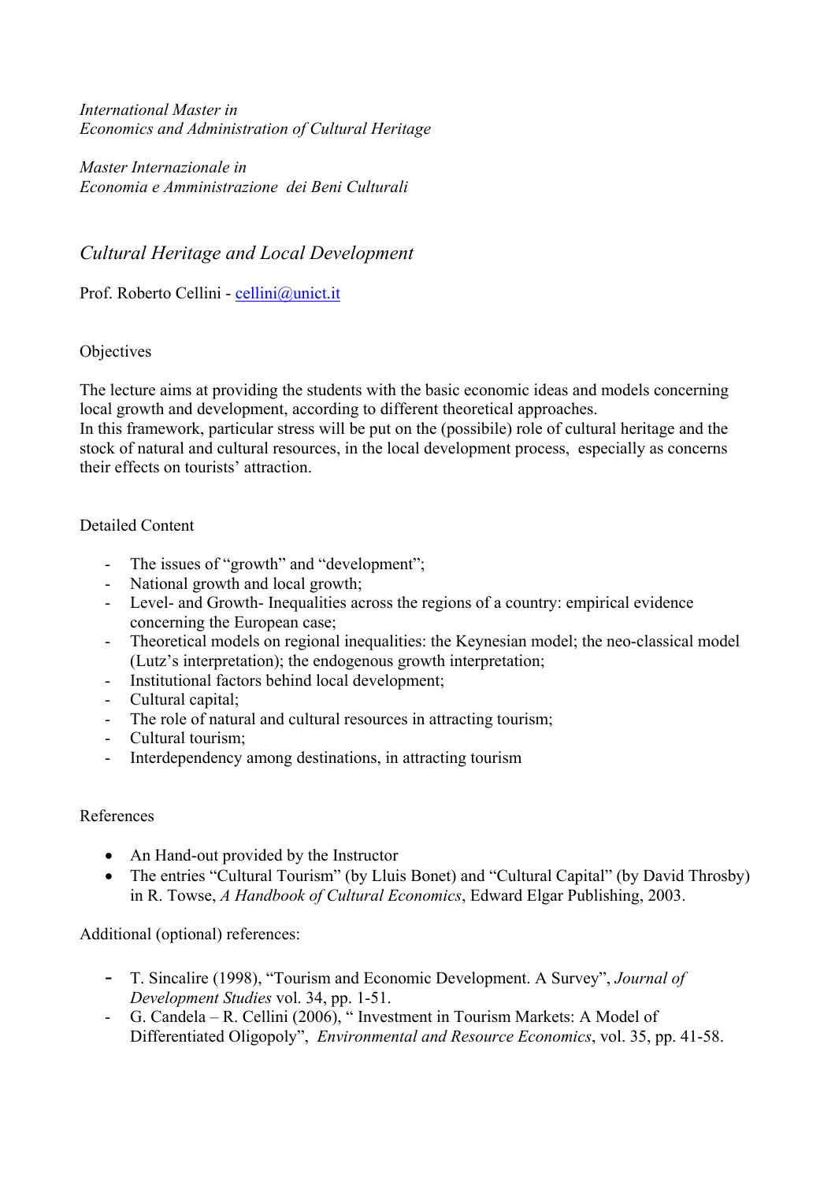*International Master in*
*Economics and Administration of Cultural Heritage*

*Master Internazionale in*
*Economia e Amministrazione dei Beni Culturali*

# *Cultural Heritage and Local Development*

Prof. Roberto Cellini - cellini@unict.it

## Objectives

The lecture aims at providing the students with the basic economic ideas and models concerning local growth and development, according to different theoretical approaches.
In this framework, particular stress will be put on the (possibile) role of cultural heritage and the stock of natural and cultural resources, in the local development process, especially as concerns their effects on tourists' attraction.

## Detailed Content

- The issues of "growth" and "development";
- National growth and local growth;
- Level- and Growth- Inequalities across the regions of a country: empirical evidence concerning the European case;
- Theoretical models on regional inequalities: the Keynesian model; the neo-classical model (Lutz's interpretation); the endogenous growth interpretation;
- Institutional factors behind local development;
- Cultural capital;
- The role of natural and cultural resources in attracting tourism;
- Cultural tourism;
- Interdependency among destinations, in attracting tourism

## References

- An Hand-out provided by the Instructor
- The entries "Cultural Tourism" (by Lluis Bonet) and "Cultural Capital" (by David Throsby) in R. Towse, *A Handbook of Cultural Economics*, Edward Elgar Publishing, 2003.

Additional (optional) references:

- T. Sincalire (1998), "Tourism and Economic Development. A Survey", *Journal of Development Studies* vol. 34, pp. 1-51.
- G. Candela – R. Cellini (2006), " Investment in Tourism Markets: A Model of Differentiated Oligopoly", *Environmental and Resource Economics*, vol. 35, pp. 41-58.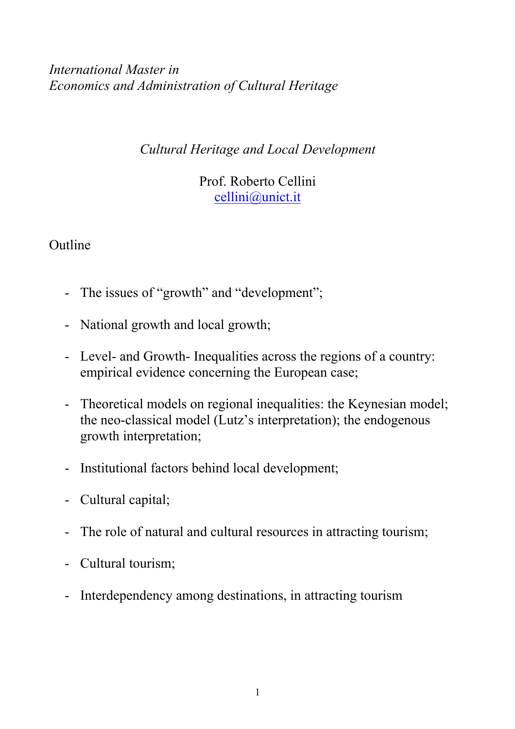*International Master in*
*Economics and Administration of Cultural Heritage*

*Cultural Heritage and Local Development*

Prof. Roberto Cellini
cellini@unict.it

Outline

- The issues of "growth" and "development";
- National growth and local growth;
- Level- and Growth- Inequalities across the regions of a country: empirical evidence concerning the European case;
- Theoretical models on regional inequalities: the Keynesian model; the neo-classical model (Lutz's interpretation); the endogenous growth interpretation;
- Institutional factors behind local development;
- Cultural capital;
- The role of natural and cultural resources in attracting tourism;
- Cultural tourism;
- Interdependency among destinations, in attracting tourism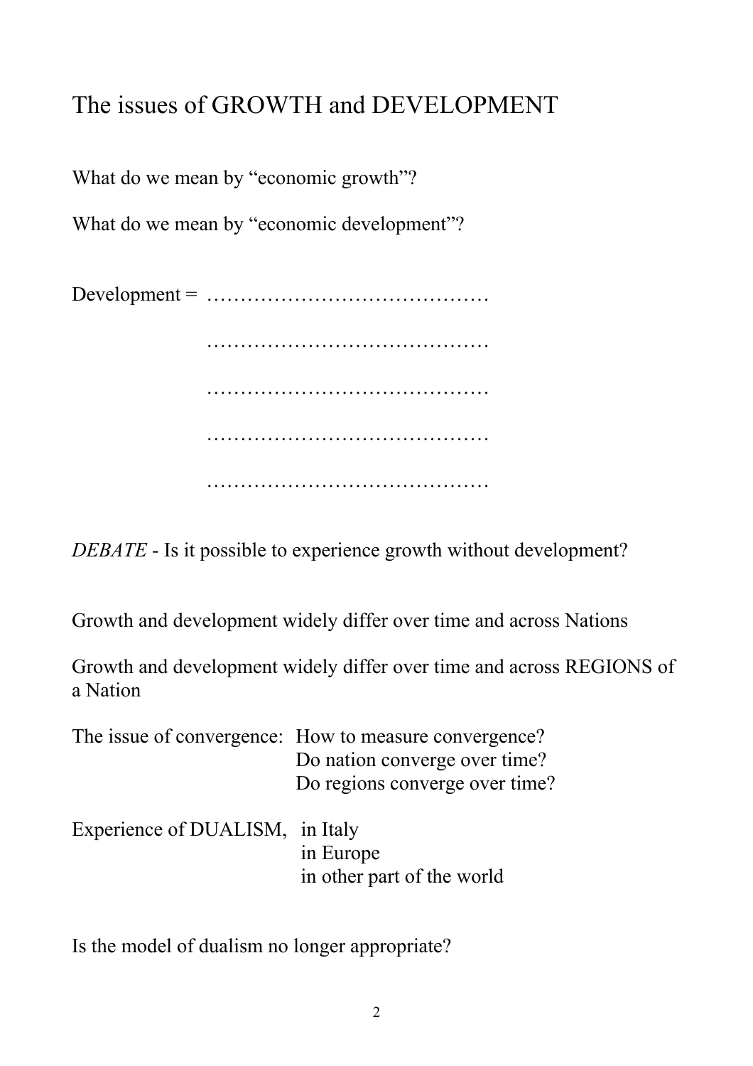# The issues of GROWTH and DEVELOPMENT

What do we mean by "economic growth"?

What do we mean by "economic development"?

Development = ……………………………………

……………………………………

……………………………………

……………………………………

……………………………………

*DEBATE* - Is it possible to experience growth without development?

Growth and development widely differ over time and across Nations

Growth and development widely differ over time and across REGIONS of a Nation

The issue of convergence: How to measure convergence?
Do nation converge over time?
Do regions converge over time?

Experience of DUALISM, in Italy
in Europe
in other part of the world

Is the model of dualism no longer appropriate?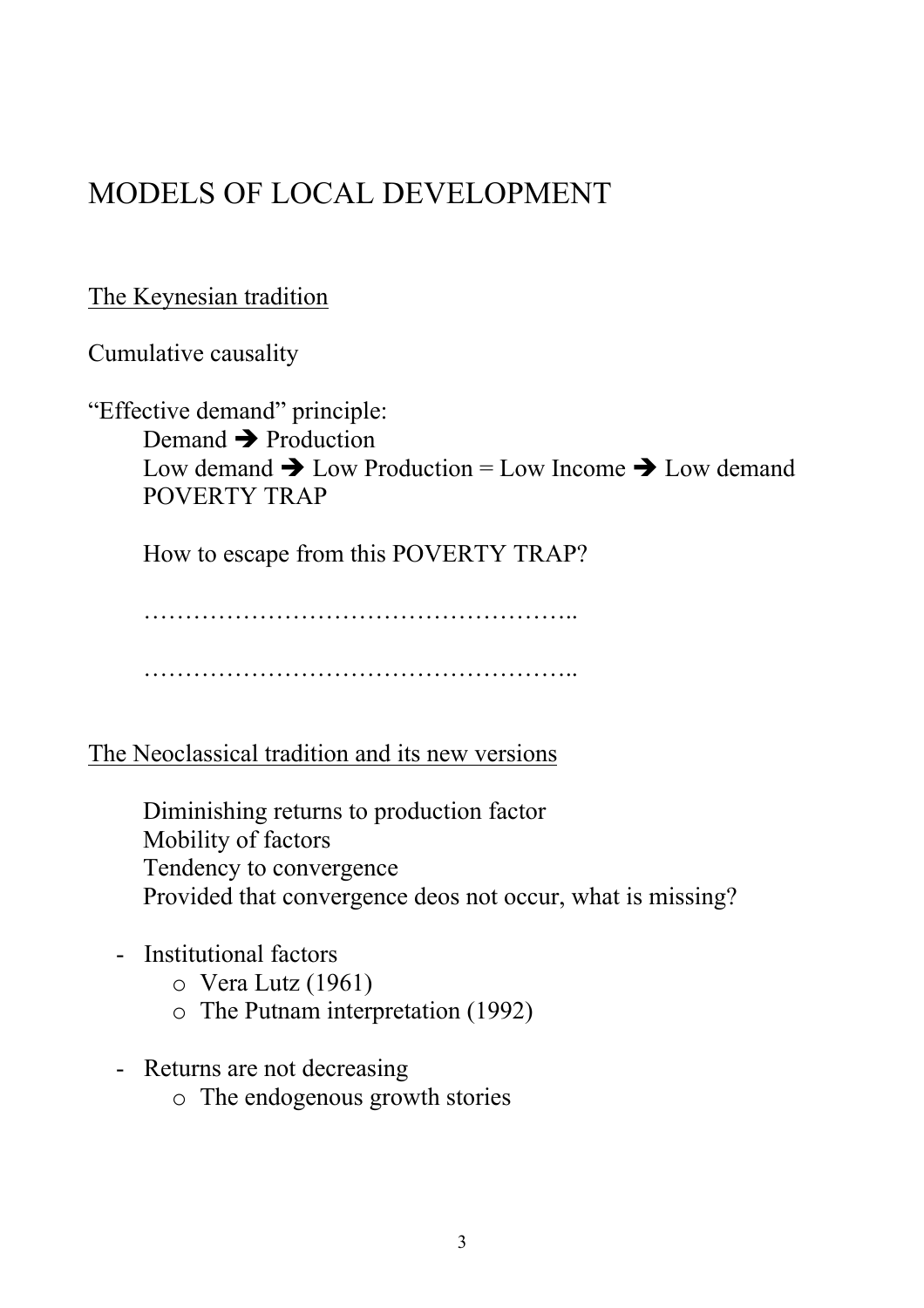# MODELS OF LOCAL DEVELOPMENT

## The Keynesian tradition

Cumulative causality

"Effective demand" principle:

Demand ➔ Production

Low demand ➔ Low Production = Low Income ➔ Low demand

POVERTY TRAP

How to escape from this POVERTY TRAP?

……………………………………………..

……………………………………………..

## The Neoclassical tradition and its new versions

Diminishing returns to production factor

Mobility of factors

Tendency to convergence

Provided that convergence deos not occur, what is missing?

- Institutional factors
  - Vera Lutz (1961)
  - The Putnam interpretation (1992)
- Returns are not decreasing
  - The endogenous growth stories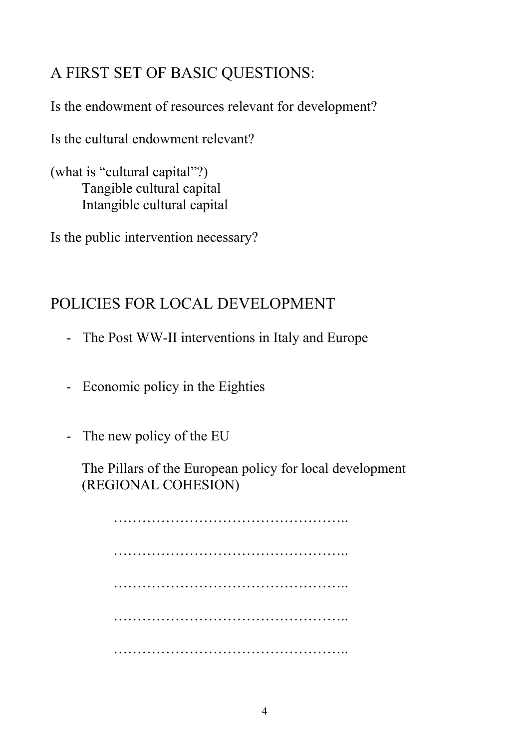## A FIRST SET OF BASIC QUESTIONS:

Is the endowment of resources relevant for development?

Is the cultural endowment relevant?

(what is “cultural capital”?)
    Tangible cultural capital
    Intangible cultural capital

Is the public intervention necessary?

## POLICIES FOR LOCAL DEVELOPMENT

- The Post WW-II interventions in Italy and Europe

- Economic policy in the Eighties

- The new policy of the EU

  The Pillars of the European policy for local development (REGIONAL COHESION)

    …………………………………………..

    …………………………………………..

    …………………………………………..

    …………………………………………..

    …………………………………………..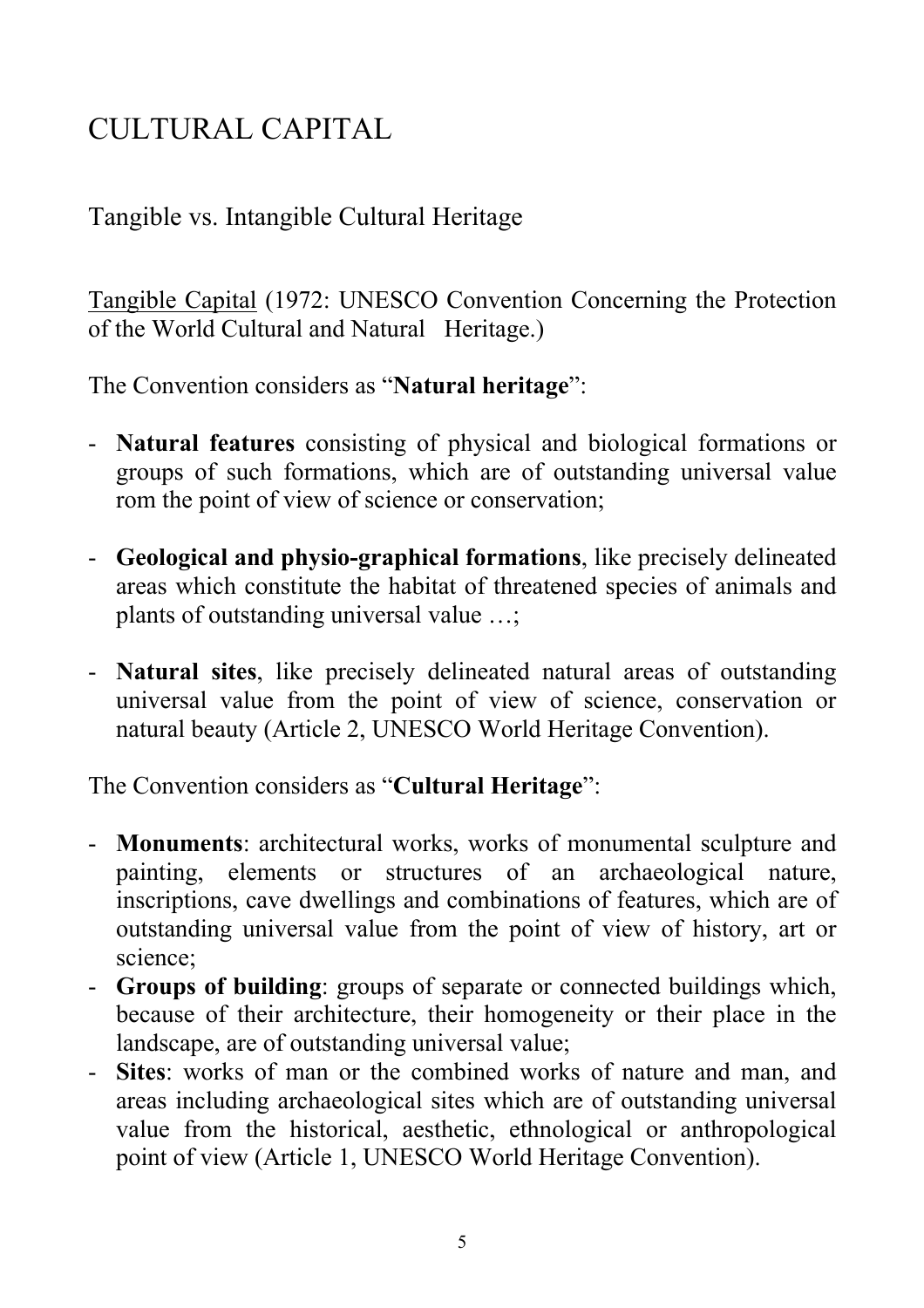# CULTURAL CAPITAL

## Tangible vs. Intangible Cultural Heritage

Tangible Capital (1972: UNESCO Convention Concerning the Protection of the World Cultural and Natural Heritage.)

The Convention considers as "**Natural heritage**":

- **Natural features** consisting of physical and biological formations or groups of such formations, which are of outstanding universal value rom the point of view of science or conservation;
- **Geological and physio-graphical formations**, like precisely delineated areas which constitute the habitat of threatened species of animals and plants of outstanding universal value …;
- **Natural sites**, like precisely delineated natural areas of outstanding universal value from the point of view of science, conservation or natural beauty (Article 2, UNESCO World Heritage Convention).

The Convention considers as "**Cultural Heritage**":

- **Monuments**: architectural works, works of monumental sculpture and painting, elements or structures of an archaeological nature, inscriptions, cave dwellings and combinations of features, which are of outstanding universal value from the point of view of history, art or science;
- **Groups of building**: groups of separate or connected buildings which, because of their architecture, their homogeneity or their place in the landscape, are of outstanding universal value;
- **Sites**: works of man or the combined works of nature and man, and areas including archaeological sites which are of outstanding universal value from the historical, aesthetic, ethnological or anthropological point of view (Article 1, UNESCO World Heritage Convention).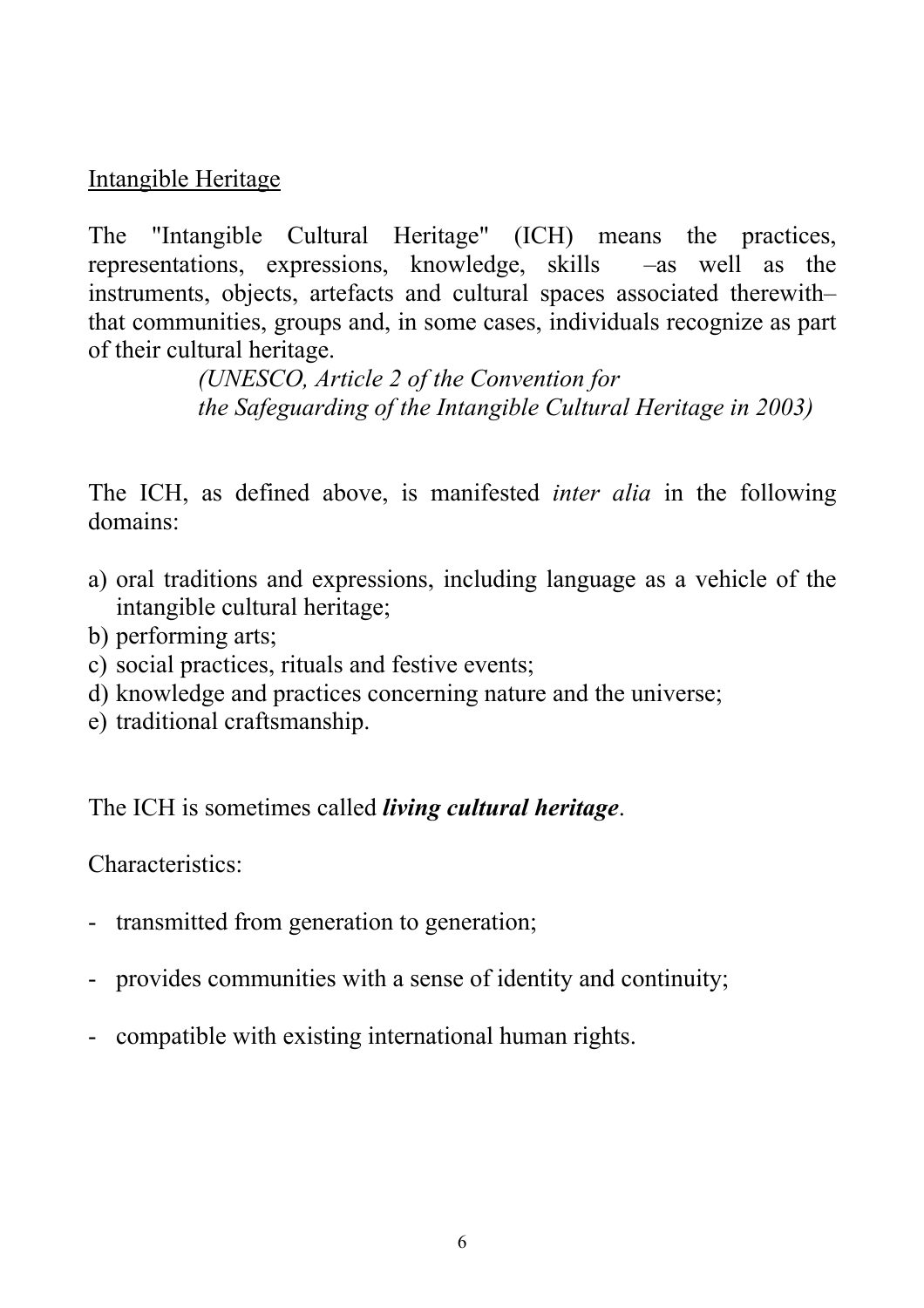## Intangible Heritage

The "Intangible Cultural Heritage" (ICH) means the practices, representations, expressions, knowledge, skills –as well as the instruments, objects, artefacts and cultural spaces associated therewith– that communities, groups and, in some cases, individuals recognize as part of their cultural heritage.

*(UNESCO, Article 2 of the Convention for the Safeguarding of the Intangible Cultural Heritage in 2003)*

The ICH, as defined above, is manifested *inter alia* in the following domains:

a) oral traditions and expressions, including language as a vehicle of the intangible cultural heritage;
b) performing arts;
c) social practices, rituals and festive events;
d) knowledge and practices concerning nature and the universe;
e) traditional craftsmanship.

The ICH is sometimes called ***living cultural heritage***.

Characteristics:

- transmitted from generation to generation;
- provides communities with a sense of identity and continuity;
- compatible with existing international human rights.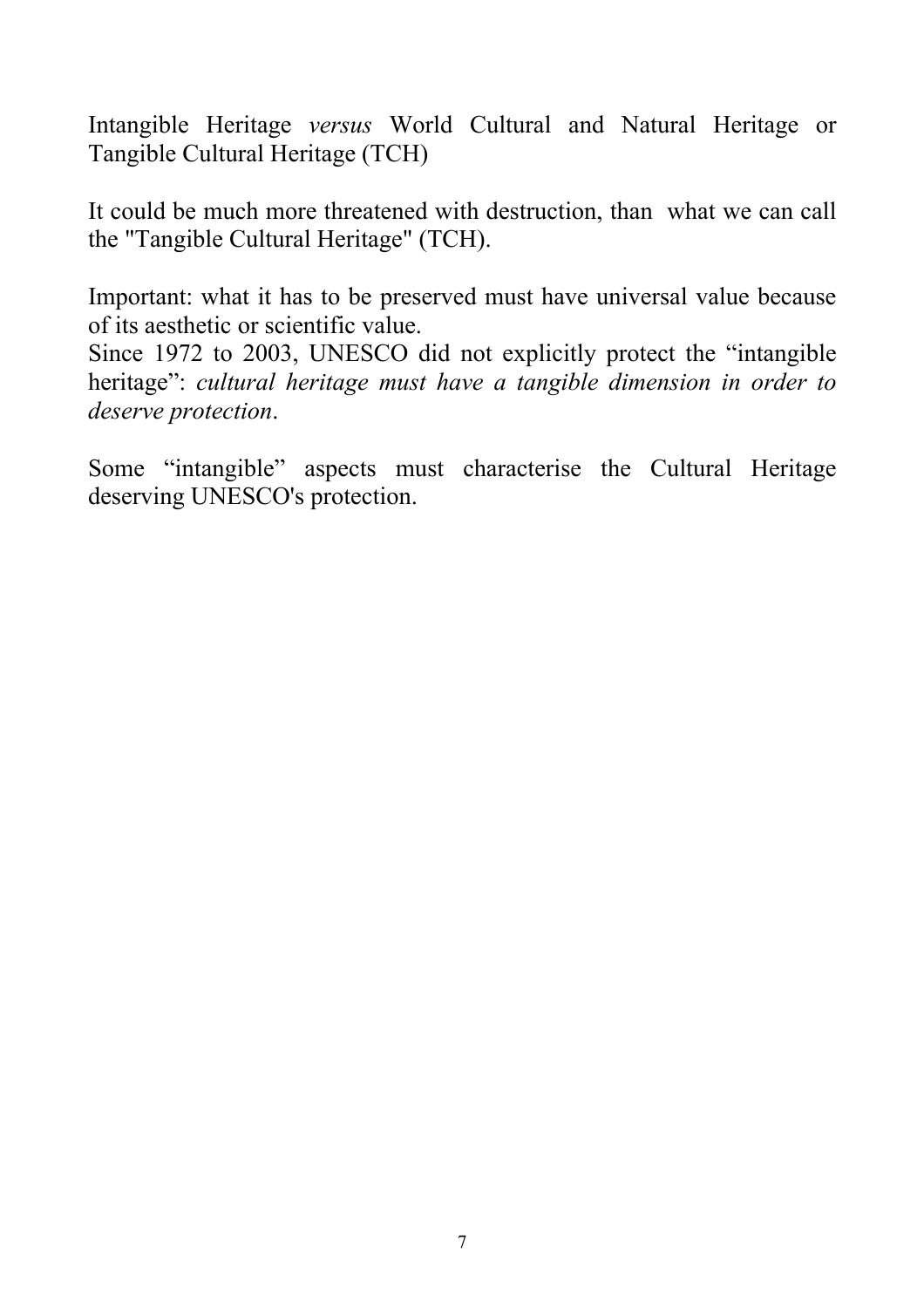Intangible Heritage *versus* World Cultural and Natural Heritage or Tangible Cultural Heritage (TCH)

It could be much more threatened with destruction, than what we can call the "Tangible Cultural Heritage" (TCH).

Important: what it has to be preserved must have universal value because of its aesthetic or scientific value.
Since 1972 to 2003, UNESCO did not explicitly protect the "intangible heritage": *cultural heritage must have a tangible dimension in order to deserve protection*.

Some "intangible" aspects must characterise the Cultural Heritage deserving UNESCO's protection.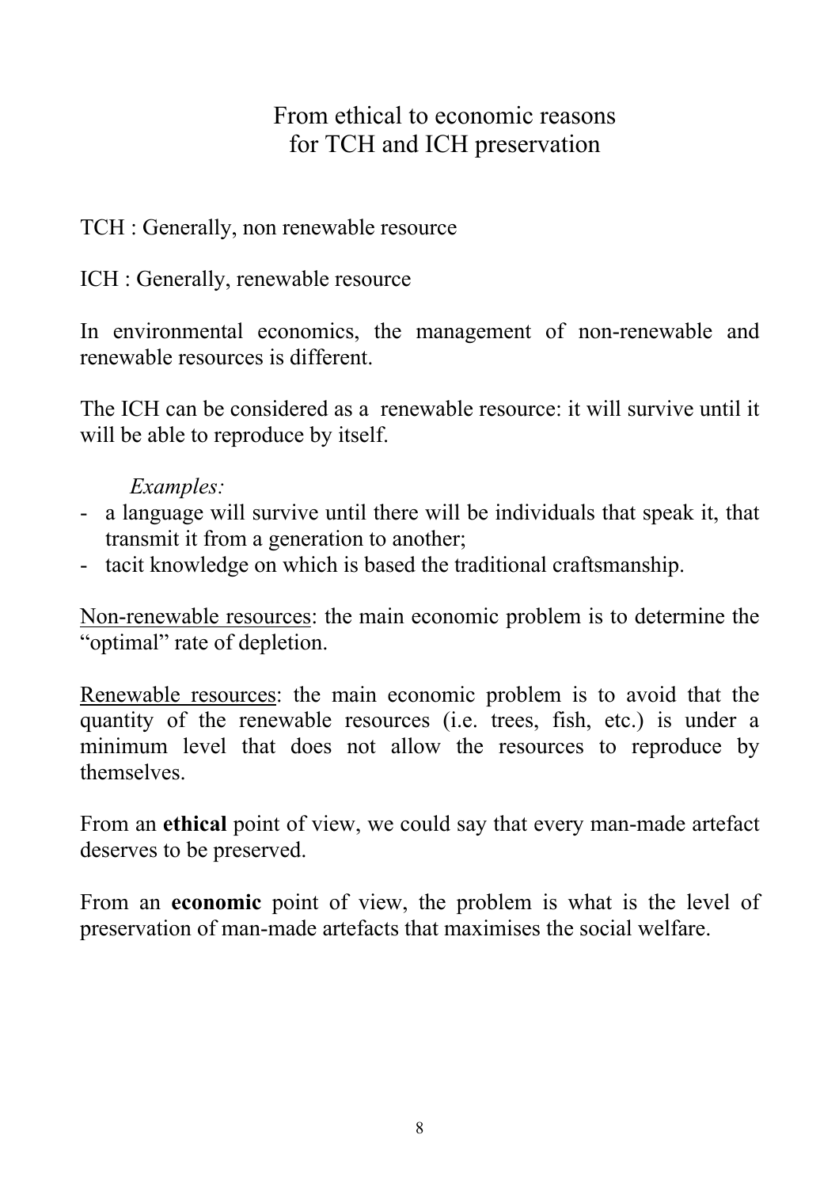# From ethical to economic reasons for TCH and ICH preservation

TCH : Generally, non renewable resource

ICH : Generally, renewable resource

In environmental economics, the management of non-renewable and renewable resources is different.

The ICH can be considered as a renewable resource: it will survive until it will be able to reproduce by itself.

*Examples:*

- a language will survive until there will be individuals that speak it, that transmit it from a generation to another;
- tacit knowledge on which is based the traditional craftsmanship.

<u>Non-renewable resources</u>: the main economic problem is to determine the "optimal" rate of depletion.

<u>Renewable resources</u>: the main economic problem is to avoid that the quantity of the renewable resources (i.e. trees, fish, etc.) is under a minimum level that does not allow the resources to reproduce by themselves.

From an **ethical** point of view, we could say that every man-made artefact deserves to be preserved.

From an **economic** point of view, the problem is what is the level of preservation of man-made artefacts that maximises the social welfare.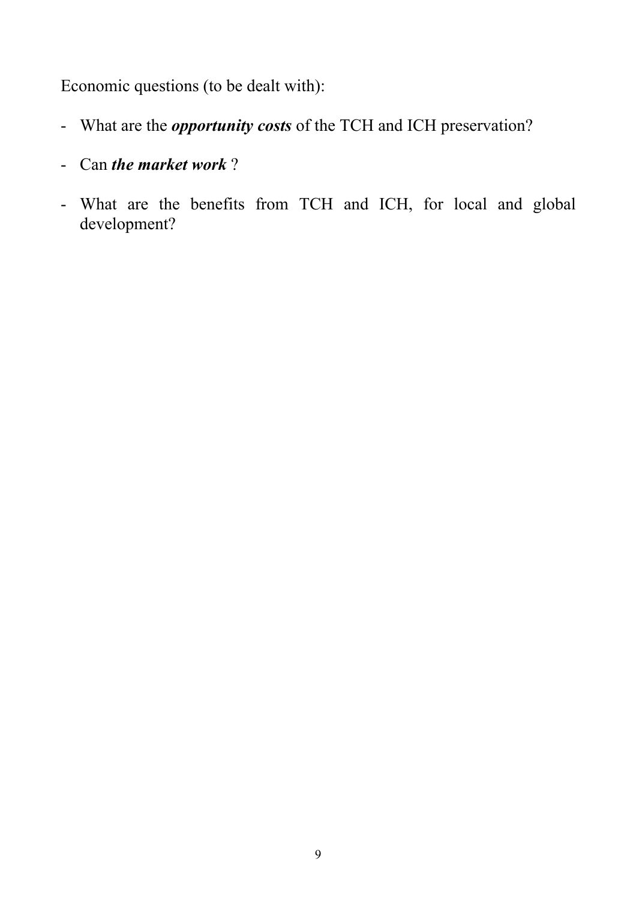Economic questions (to be dealt with):

- What are the ***opportunity costs*** of the TCH and ICH preservation?
- Can ***the market work*** ?
- What are the benefits from TCH and ICH, for local and global development?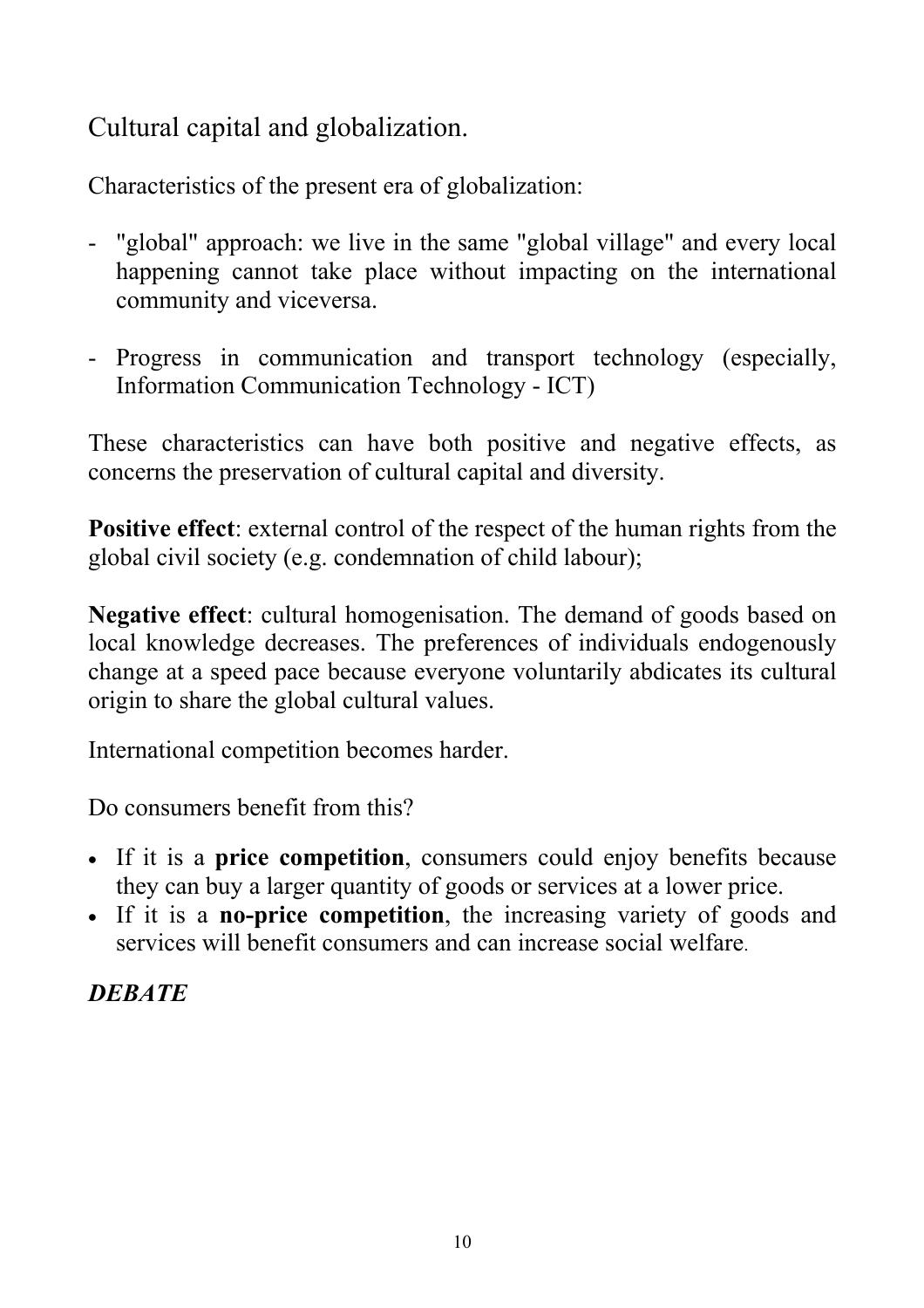## Cultural capital and globalization.

Characteristics of the present era of globalization:

- "global" approach: we live in the same "global village" and every local happening cannot take place without impacting on the international community and viceversa.

- Progress in communication and transport technology (especially, Information Communication Technology - ICT)

These characteristics can have both positive and negative effects, as concerns the preservation of cultural capital and diversity.

**Positive effect**: external control of the respect of the human rights from the global civil society (e.g. condemnation of child labour);

**Negative effect**: cultural homogenisation. The demand of goods based on local knowledge decreases. The preferences of individuals endogenously change at a speed pace because everyone voluntarily abdicates its cultural origin to share the global cultural values.

International competition becomes harder.

Do consumers benefit from this?

- If it is a **price competition**, consumers could enjoy benefits because they can buy a larger quantity of goods or services at a lower price.
- If it is a **no-price competition**, the increasing variety of goods and services will benefit consumers and can increase social welfare.

***DEBATE***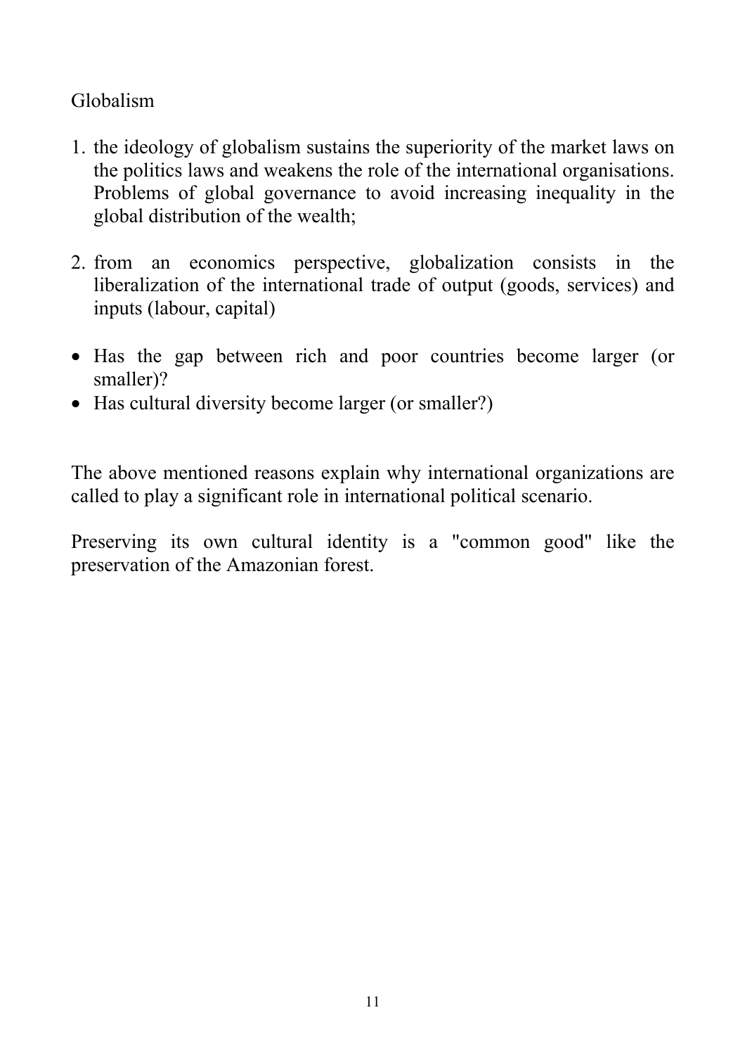Globalism

1. the ideology of globalism sustains the superiority of the market laws on the politics laws and weakens the role of the international organisations. Problems of global governance to avoid increasing inequality in the global distribution of the wealth;

2. from an economics perspective, globalization consists in the liberalization of the international trade of output (goods, services) and inputs (labour, capital)

- Has the gap between rich and poor countries become larger (or smaller)?
- Has cultural diversity become larger (or smaller?)

The above mentioned reasons explain why international organizations are called to play a significant role in international political scenario.

Preserving its own cultural identity is a "common good" like the preservation of the Amazonian forest.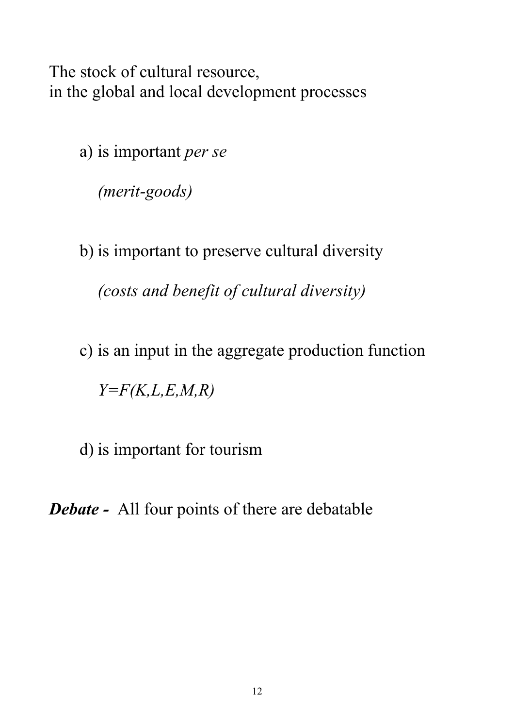The stock of cultural resource,
in the global and local development processes

a) is important *per se*

*(merit-goods)*

b) is important to preserve cultural diversity

*(costs and benefit of cultural diversity)*

c) is an input in the aggregate production function

$Y=F(K,L,E,M,R)$

d) is important for tourism

***Debate -*** All four points of there are debatable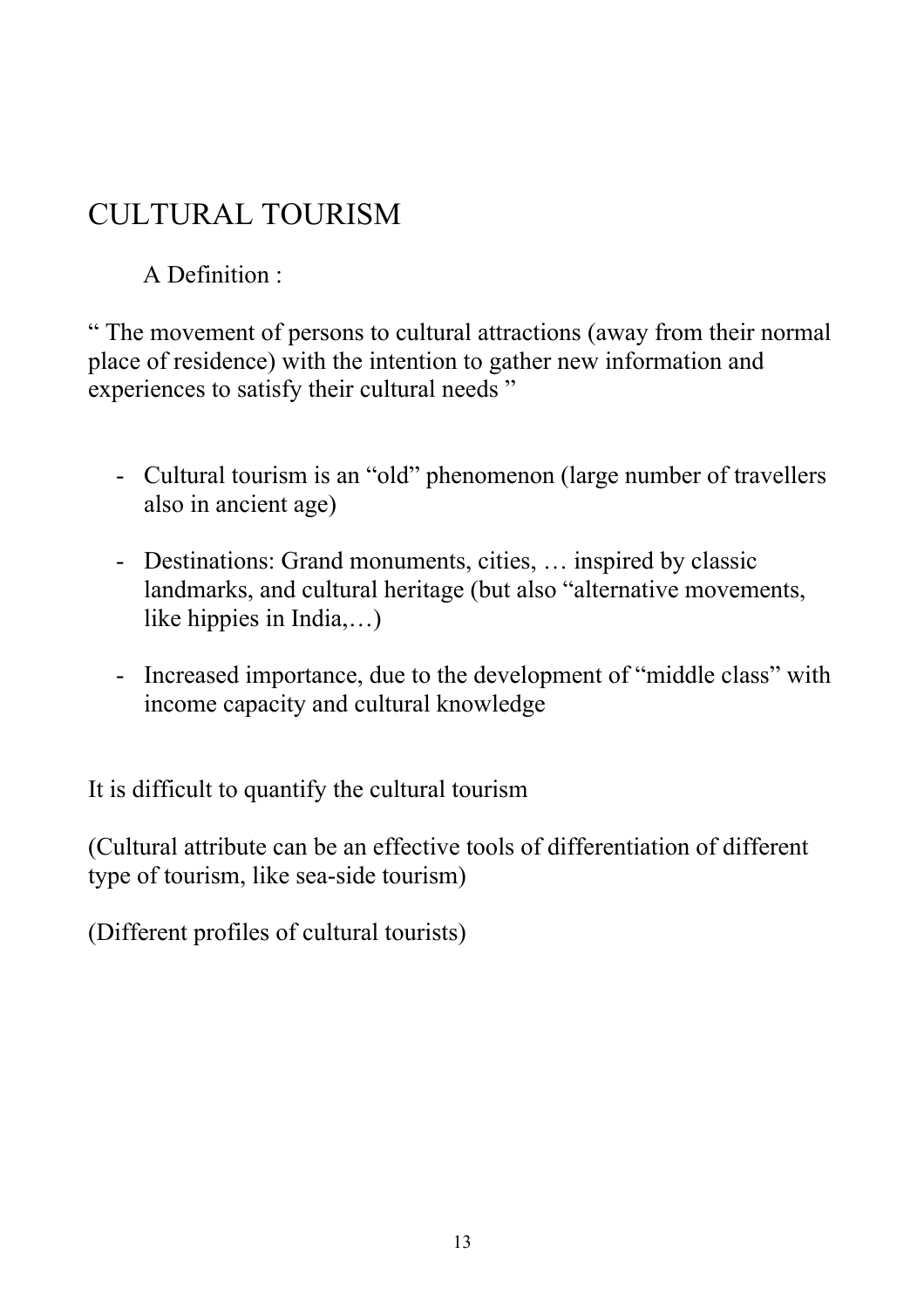# CULTURAL TOURISM

A Definition :

" The movement of persons to cultural attractions (away from their normal place of residence) with the intention to gather new information and experiences to satisfy their cultural needs "

- Cultural tourism is an "old" phenomenon (large number of travellers also in ancient age)
- Destinations: Grand monuments, cities, … inspired by classic landmarks, and cultural heritage (but also "alternative movements, like hippies in India,…)
- Increased importance, due to the development of "middle class" with income capacity and cultural knowledge

It is difficult to quantify the cultural tourism

(Cultural attribute can be an effective tools of differentiation of different type of tourism, like sea-side tourism)

(Different profiles of cultural tourists)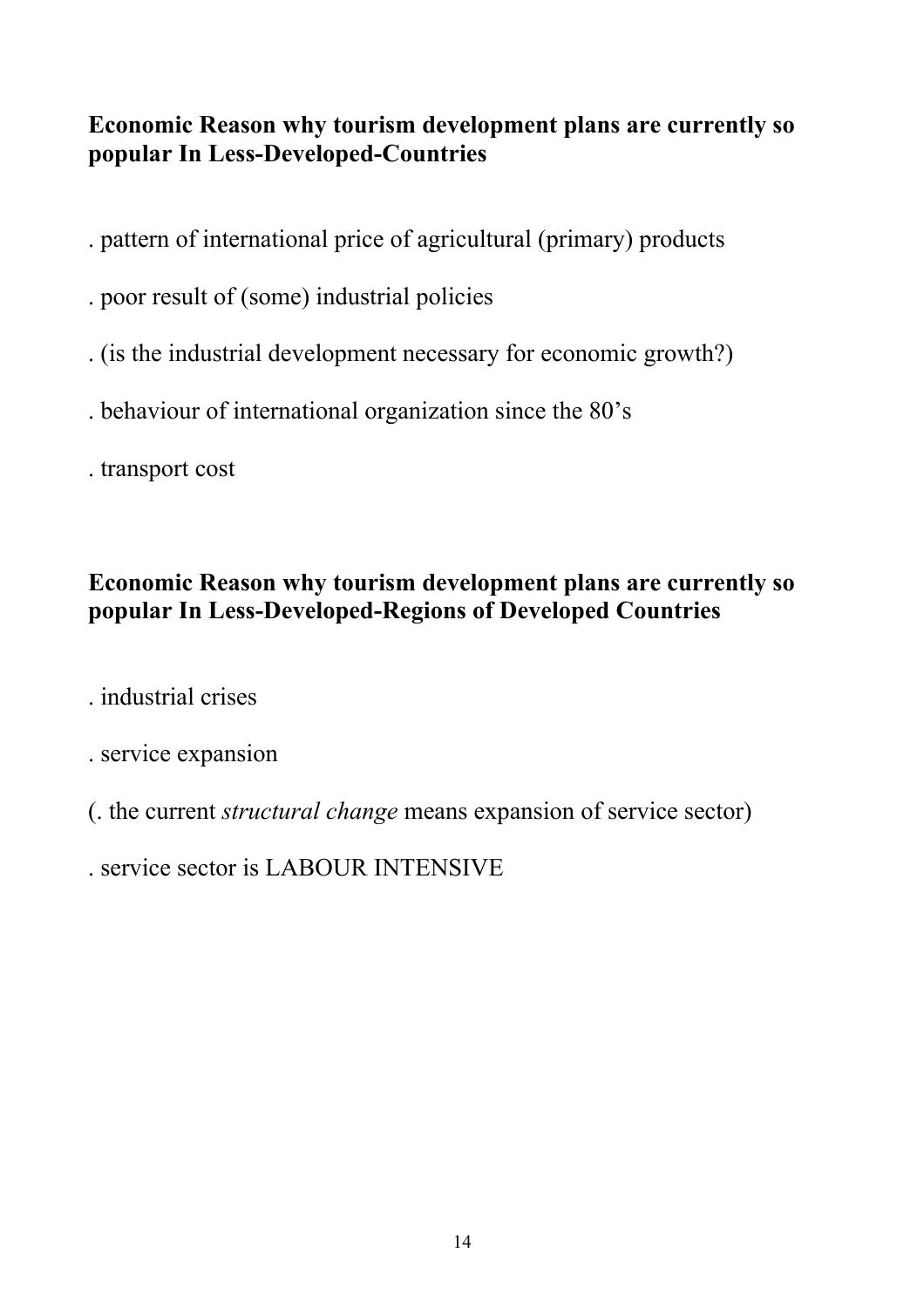**Economic Reason why tourism development plans are currently so popular In Less-Developed-Countries**

. pattern of international price of agricultural (primary) products

. poor result of (some) industrial policies

. (is the industrial development necessary for economic growth?)

. behaviour of international organization since the 80's

. transport cost

**Economic Reason why tourism development plans are currently so popular In Less-Developed-Regions of Developed Countries**

. industrial crises

. service expansion

(. the current *structural change* means expansion of service sector)

. service sector is LABOUR INTENSIVE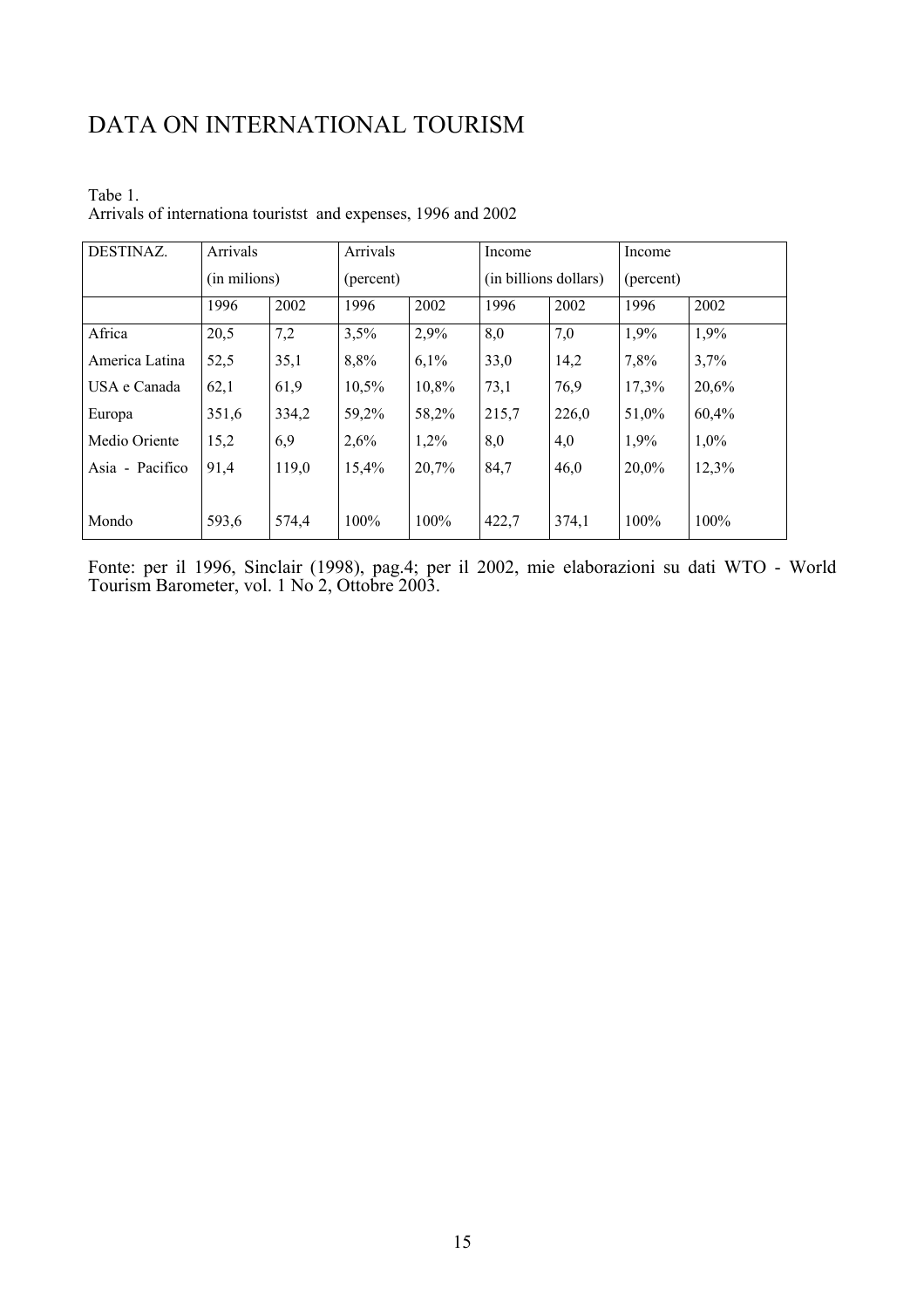# DATA ON INTERNATIONAL TOURISM

Tabe 1.
Arrivals of internationa touristst and expenses, 1996 and 2002

| DESTINAZ. | Arrivals (in milions) | | Arrivals (percent) | | Income (in billions dollars) | | Income (percent) | |
|---|---|---|---|---|---|---|---|---|
| | 1996 | 2002 | 1996 | 2002 | 1996 | 2002 | 1996 | 2002 |
| Africa | 20,5 | 7,2 | 3,5% | 2,9% | 8,0 | 7,0 | 1,9% | 1,9% |
| America Latina | 52,5 | 35,1 | 8,8% | 6,1% | 33,0 | 14,2 | 7,8% | 3,7% |
| USA e Canada | 62,1 | 61,9 | 10,5% | 10,8% | 73,1 | 76,9 | 17,3% | 20,6% |
| Europa | 351,6 | 334,2 | 59,2% | 58,2% | 215,7 | 226,0 | 51,0% | 60,4% |
| Medio Oriente | 15,2 | 6,9 | 2,6% | 1,2% | 8,0 | 4,0 | 1,9% | 1,0% |
| Asia - Pacifico | 91,4 | 119,0 | 15,4% | 20,7% | 84,7 | 46,0 | 20,0% | 12,3% |
| Mondo | 593,6 | 574,4 | 100% | 100% | 422,7 | 374,1 | 100% | 100% |

Fonte: per il 1996, Sinclair (1998), pag.4; per il 2002, mie elaborazioni su dati WTO - World Tourism Barometer, vol. 1 No 2, Ottobre 2003.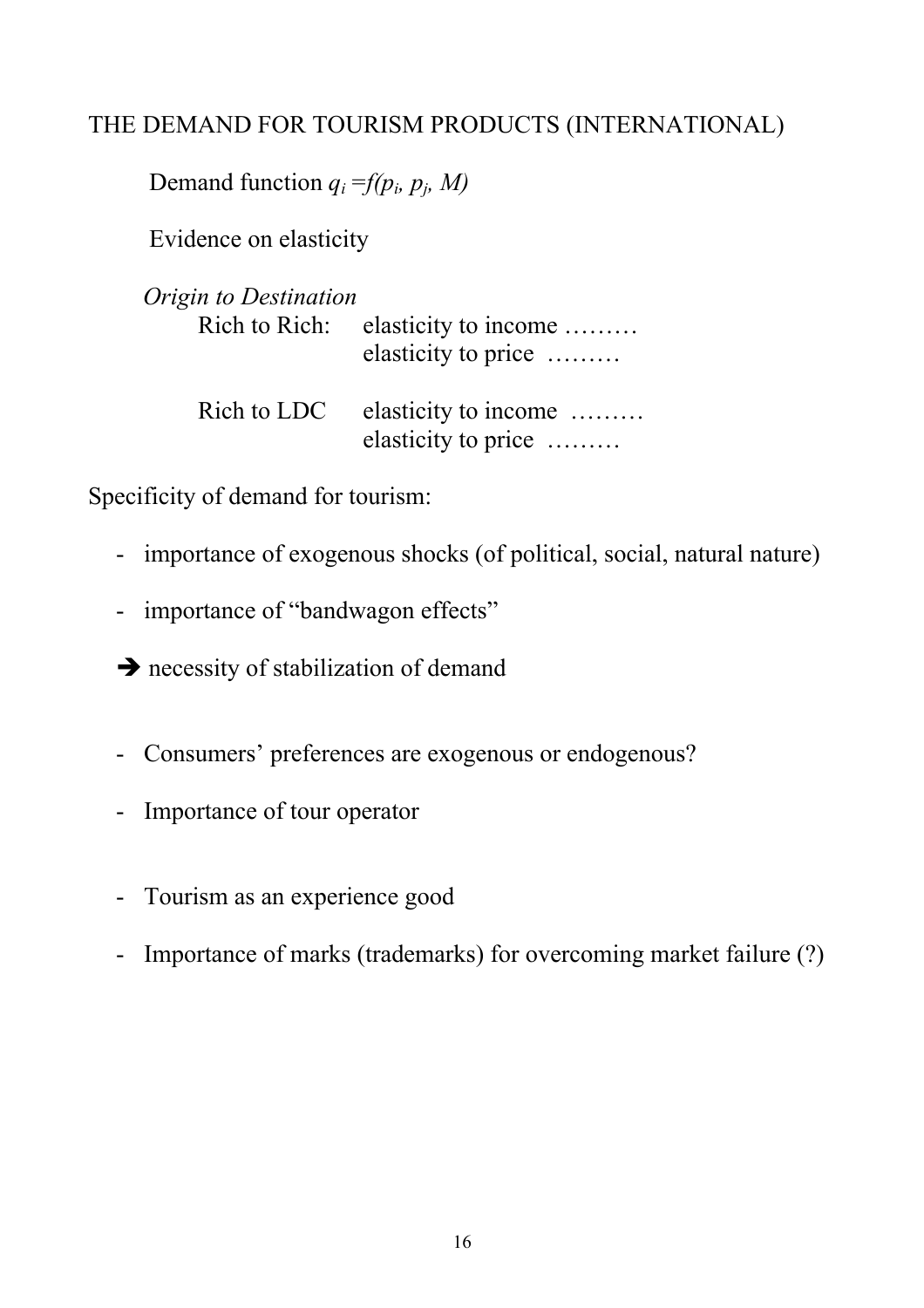# THE DEMAND FOR TOURISM PRODUCTS (INTERNATIONAL)

Demand function $q_i = f(p_i, p_j, M)$

Evidence on elasticity

*Origin to Destination*

Rich to Rich: elasticity to income ………
elasticity to price ………

Rich to LDC elasticity to income ………
elasticity to price ………

Specificity of demand for tourism:

- importance of exogenous shocks (of political, social, natural nature)
- importance of "bandwagon effects"

➔ necessity of stabilization of demand

- Consumers' preferences are exogenous or endogenous?
- Importance of tour operator
- Tourism as an experience good
- Importance of marks (trademarks) for overcoming market failure (?)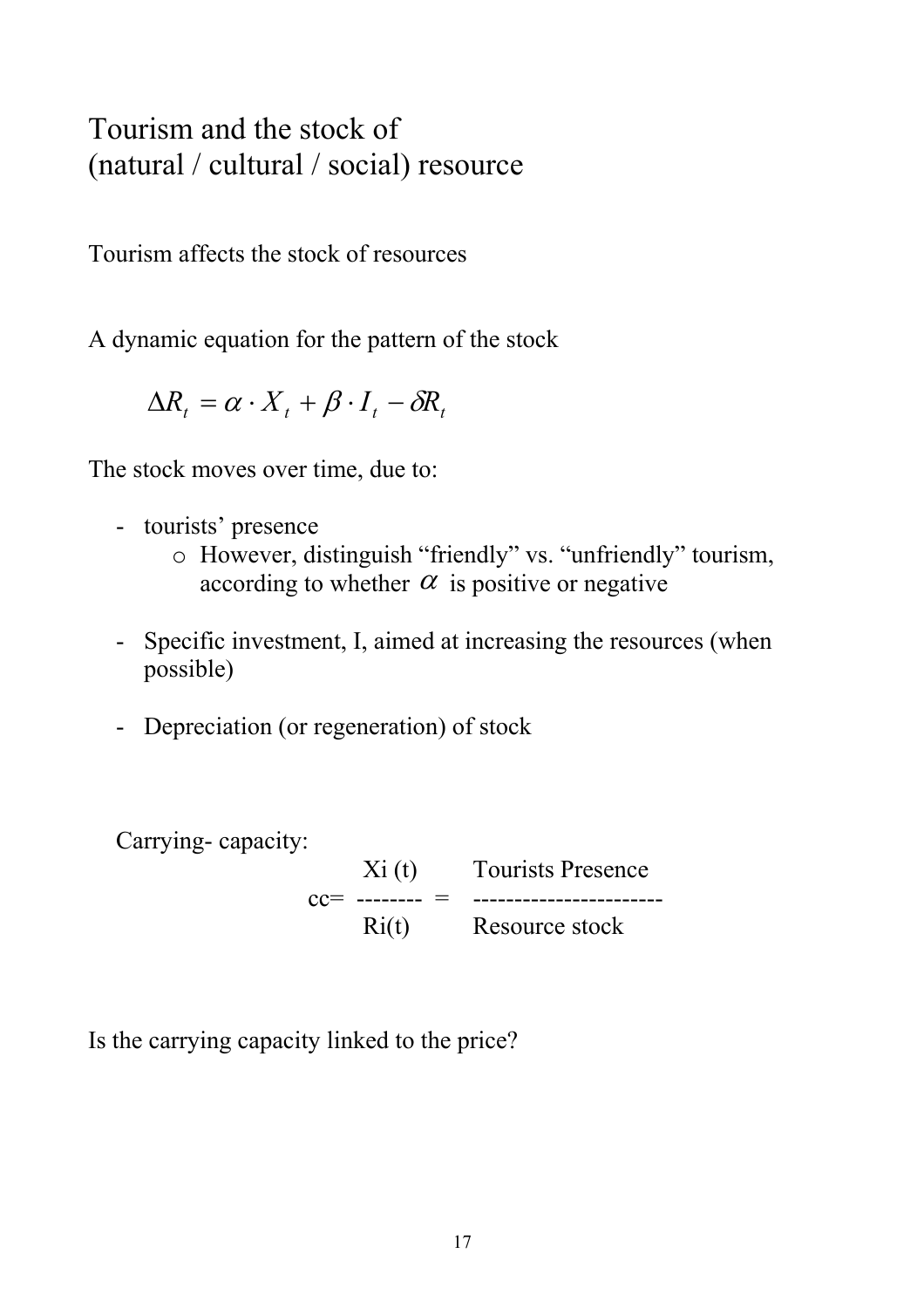# Tourism and the stock of (natural / cultural / social) resource

Tourism affects the stock of resources

A dynamic equation for the pattern of the stock

$$\Delta R_t = \alpha \cdot X_t + \beta \cdot I_t - \delta R_t$$

The stock moves over time, due to:

- tourists' presence
  - However, distinguish "friendly" vs. "unfriendly" tourism, according to whether $\alpha$ is positive or negative
- Specific investment, I, aimed at increasing the resources (when possible)
- Depreciation (or regeneration) of stock

Carrying- capacity:

$$cc = \frac{Xi(t)}{Ri(t)} = \frac{\text{Tourists Presence}}{\text{Resource stock}}$$

Is the carrying capacity linked to the price?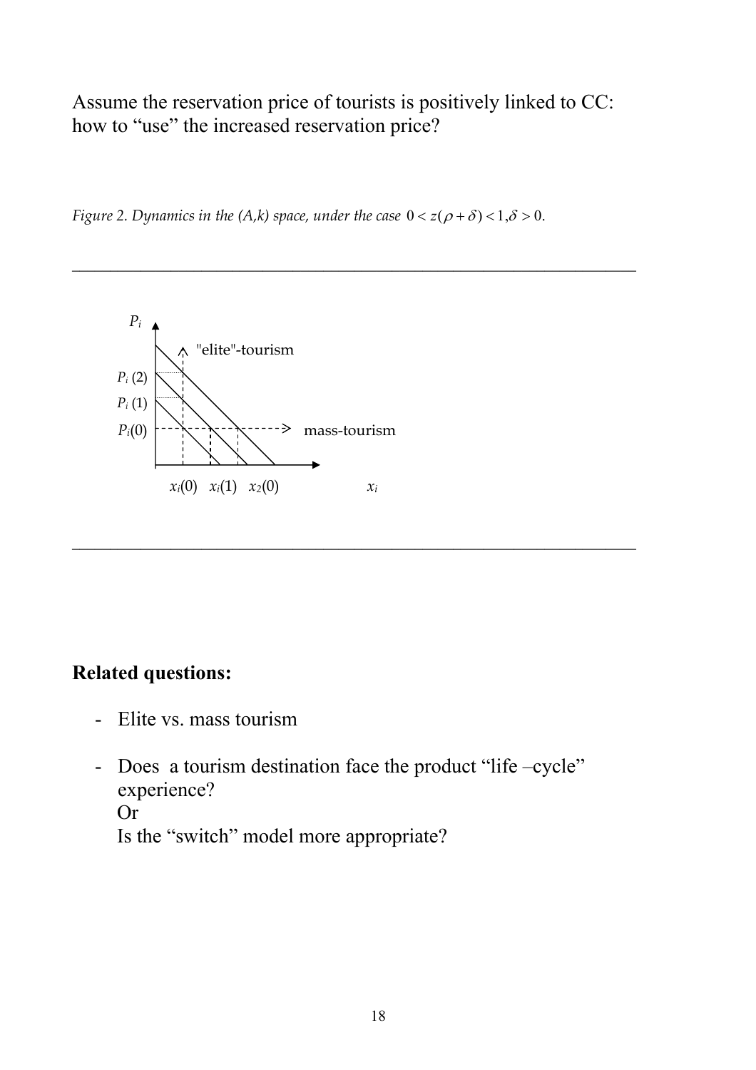Assume the reservation price of tourists is positively linked to CC: how to "use" the increased reservation price?

*Figure 2. Dynamics in the (A,k) space, under the case* $0 < z(\rho + \delta) < 1, \delta > 0$.

---

$P_i$

"elite"-tourism

$P_i(2)$

$P_i(1)$

$P_i(0)$

mass-tourism

$x_i(0)$ $x_i(1)$ $x_2(0)$ $x_i$

---

**Related questions:**

- Elite vs. mass tourism
- Does a tourism destination face the product "life –cycle" experience?
  Or
  Is the "switch" model more appropriate?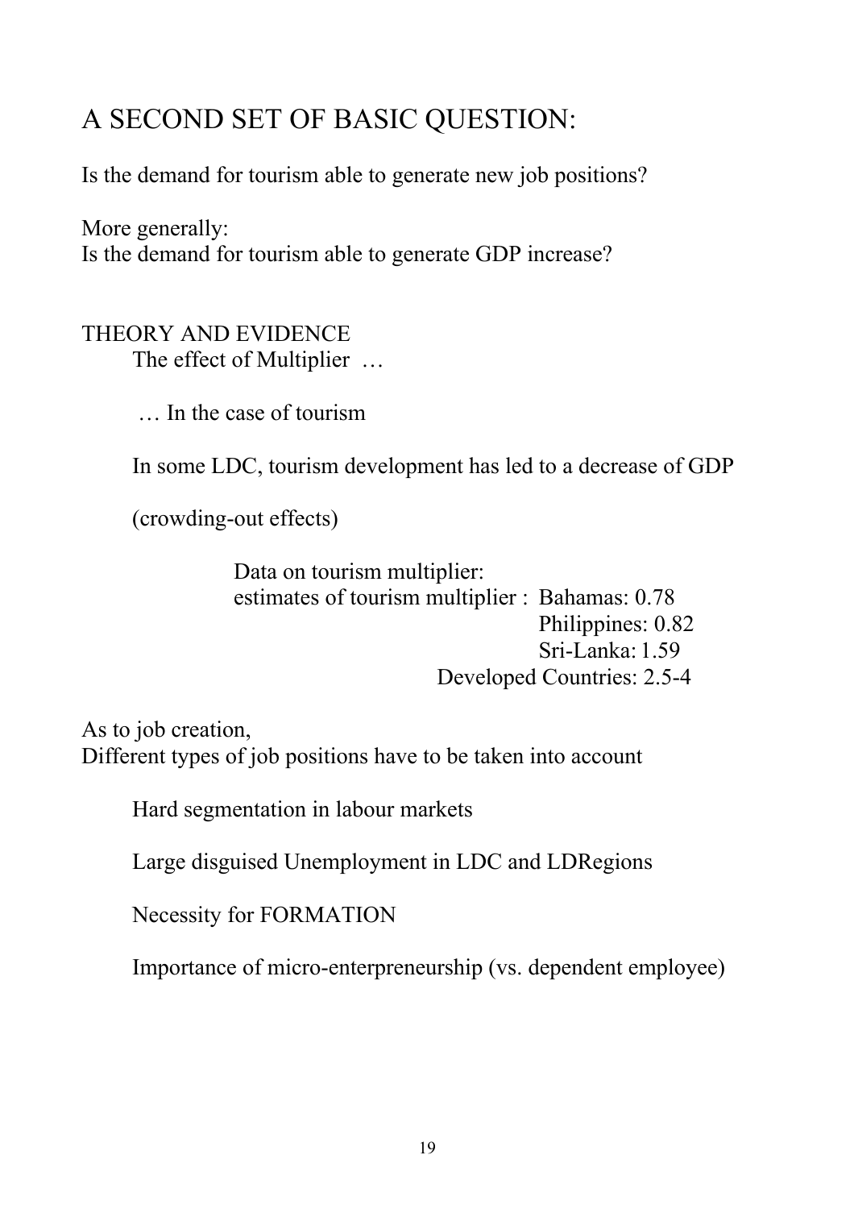## A SECOND SET OF BASIC QUESTION:

Is the demand for tourism able to generate new job positions?

More generally:
Is the demand for tourism able to generate GDP increase?

THEORY AND EVIDENCE

The effect of Multiplier …

… In the case of tourism

In some LDC, tourism development has led to a decrease of GDP

(crowding-out effects)

Data on tourism multiplier:
estimates of tourism multiplier : Bahamas: 0.78
Philippines: 0.82
Sri-Lanka: 1.59
Developed Countries: 2.5-4

As to job creation,
Different types of job positions have to be taken into account

Hard segmentation in labour markets

Large disguised Unemployment in LDC and LDRegions

Necessity for FORMATION

Importance of micro-enterpreneurship (vs. dependent employee)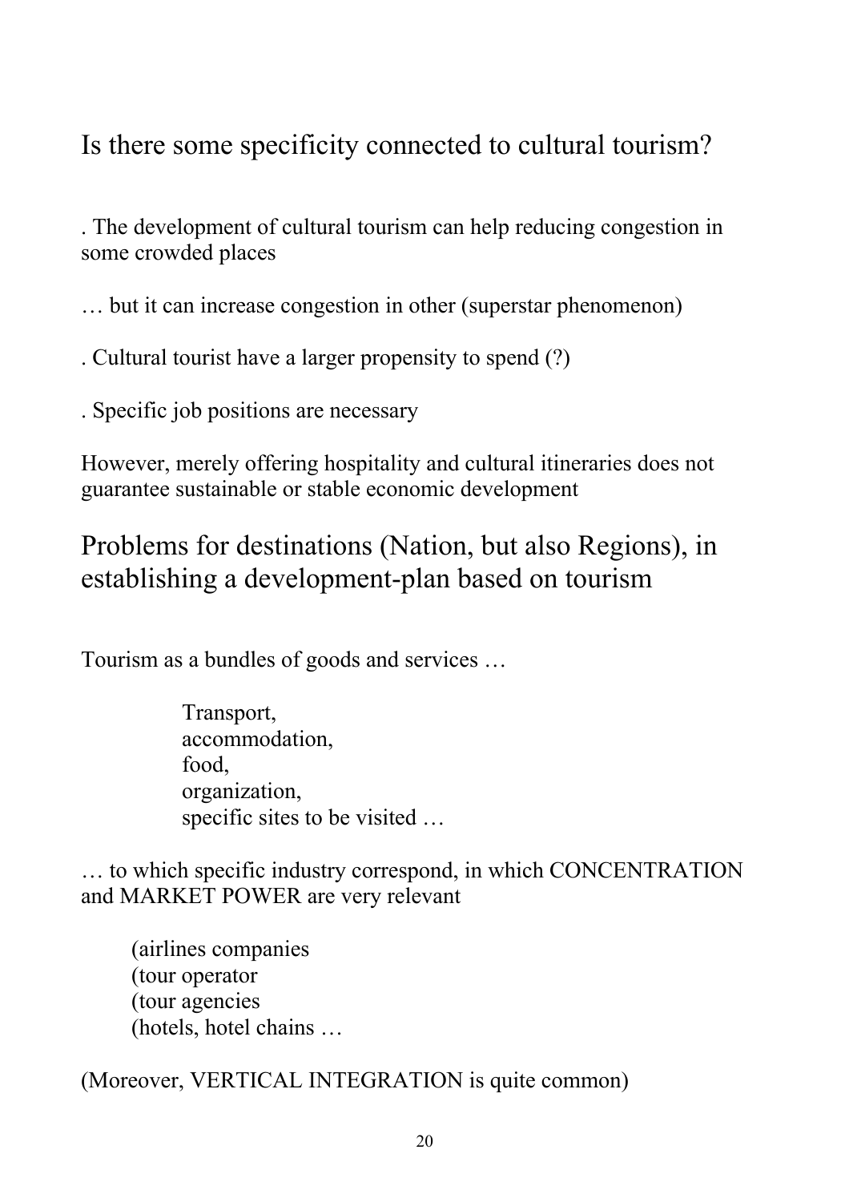## Is there some specificity connected to cultural tourism?

. The development of cultural tourism can help reducing congestion in some crowded places

… but it can increase congestion in other (superstar phenomenon)

. Cultural tourist have a larger propensity to spend (?)

. Specific job positions are necessary

However, merely offering hospitality and cultural itineraries does not guarantee sustainable or stable economic development

## Problems for destinations (Nation, but also Regions), in establishing a development-plan based on tourism

Tourism as a bundles of goods and services …

> Transport,
> accommodation,
> food,
> organization,
> specific sites to be visited …

… to which specific industry correspond, in which CONCENTRATION and MARKET POWER are very relevant

> (airlines companies
> (tour operator
> (tour agencies
> (hotels, hotel chains …

(Moreover, VERTICAL INTEGRATION is quite common)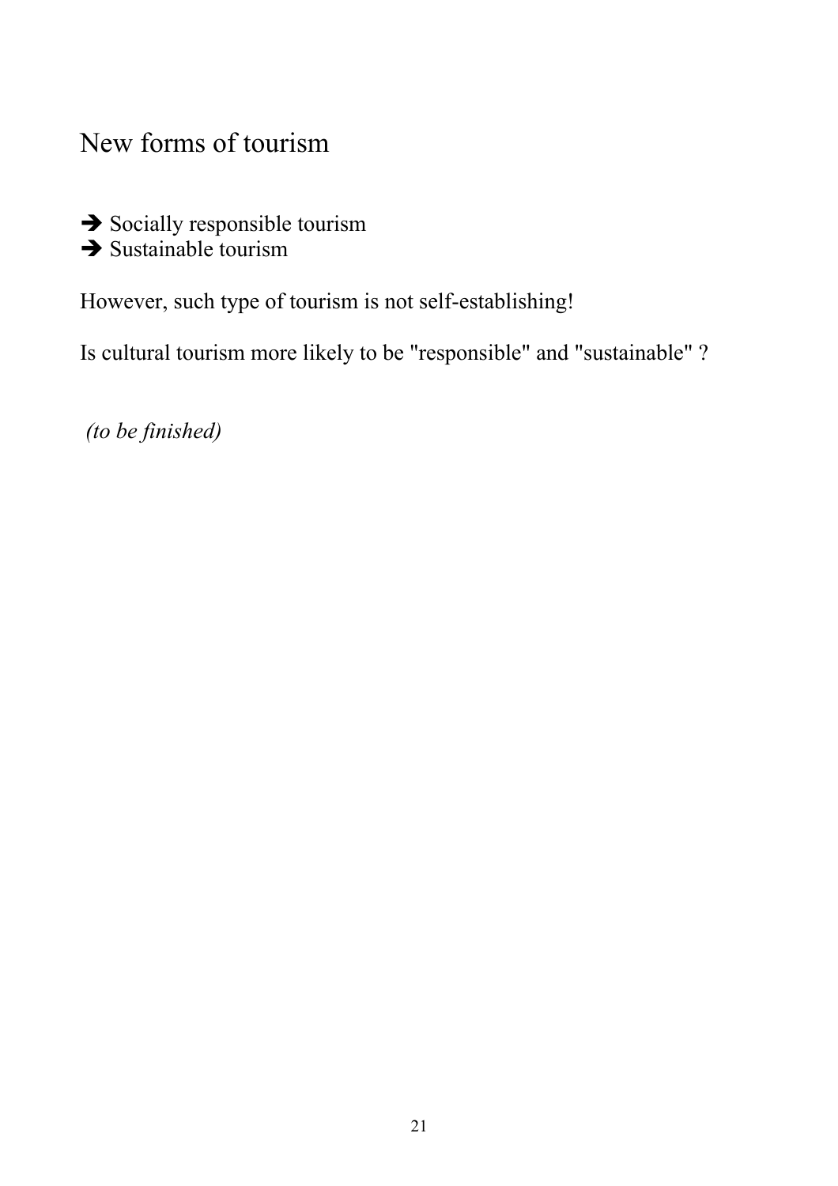## New forms of tourism

➔ Socially responsible tourism
➔ Sustainable tourism

However, such type of tourism is not self-establishing!

Is cultural tourism more likely to be "responsible" and "sustainable" ?

*(to be finished)*